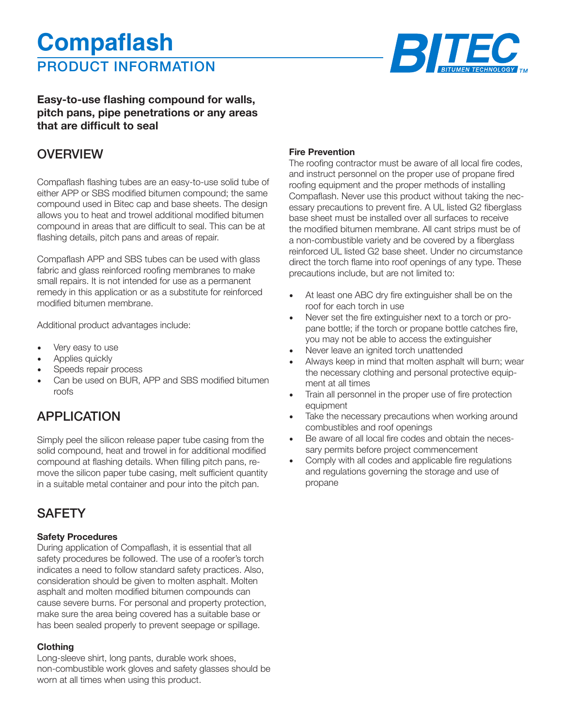# Compaflash

## PRODUCT INFORMATION

BITEC BITUMEN TECHNOLOGY TM

**Easy-to-use flashing compound for walls, pitch pans, pipe penetrations or any areas that are difficult to seal**

## OVERVIEW

Compaflash flashing tubes are an easy-to-use solid tube of either APP or SBS modified bitumen compound; the same compound used in Bitec cap and base sheets. The design allows you to heat and trowel additional modified bitumen compound in areas that are difficult to seal. This can be at flashing details, pitch pans and areas of repair.

Compaflash APP and SBS tubes can be used with glass fabric and glass reinforced roofing membranes to make small repairs. It is not intended for use as a permanent remedy in this application or as a substitute for reinforced modified bitumen membrane.

Additional product advantages include:

- Very easy to use
- Applies quickly
- Speeds repair process
- Can be used on BUR, APP and SBS modified bitumen roofs

## APPLICATION

Simply peel the silicon release paper tube casing from the solid compound, heat and trowel in for additional modified compound at flashing details. When filling pitch pans, remove the silicon paper tube casing, melt sufficient quantity in a suitable metal container and pour into the pitch pan.

## SAFETY

### Safety Procedures

During application of Compaflash, it is essential that all safety procedures be followed. The use of a roofer's torch indicates a need to follow standard safety practices. Also, consideration should be given to molten asphalt. Molten asphalt and molten modified bitumen compounds can cause severe burns. For personal and property protection, make sure the area being covered has a suitable base or has been sealed properly to prevent seepage or spillage.

### Clothing

Long-sleeve shirt, long pants, durable work shoes, non-combustible work gloves and safety glasses should be worn at all times when using this product.

### Fire Prevention

The roofing contractor must be aware of all local fire codes, and instruct personnel on the proper use of propane fired roofing equipment and the proper methods of installing Compaflash. Never use this product without taking the necessary precautions to prevent fire. A UL listed G2 fiberglass base sheet must be installed over all surfaces to receive the modified bitumen membrane. All cant strips must be of a non-combustible variety and be covered by a fiberglass reinforced UL listed G2 base sheet. Under no circumstance direct the torch flame into roof openings of any type. These precautions include, but are not limited to:

- At least one ABC dry fire extinguisher shall be on the roof for each torch in use
- Never set the fire extinguisher next to a torch or propane bottle; if the torch or propane bottle catches fire, you may not be able to access the extinguisher
- Never leave an ignited torch unattended
- Always keep in mind that molten asphalt will burn; wear the necessary clothing and personal protective equipment at all times
- Train all personnel in the proper use of fire protection equipment
- Take the necessary precautions when working around combustibles and roof openings
- Be aware of all local fire codes and obtain the necessary permits before project commencement
- Comply with all codes and applicable fire regulations and regulations governing the storage and use of propane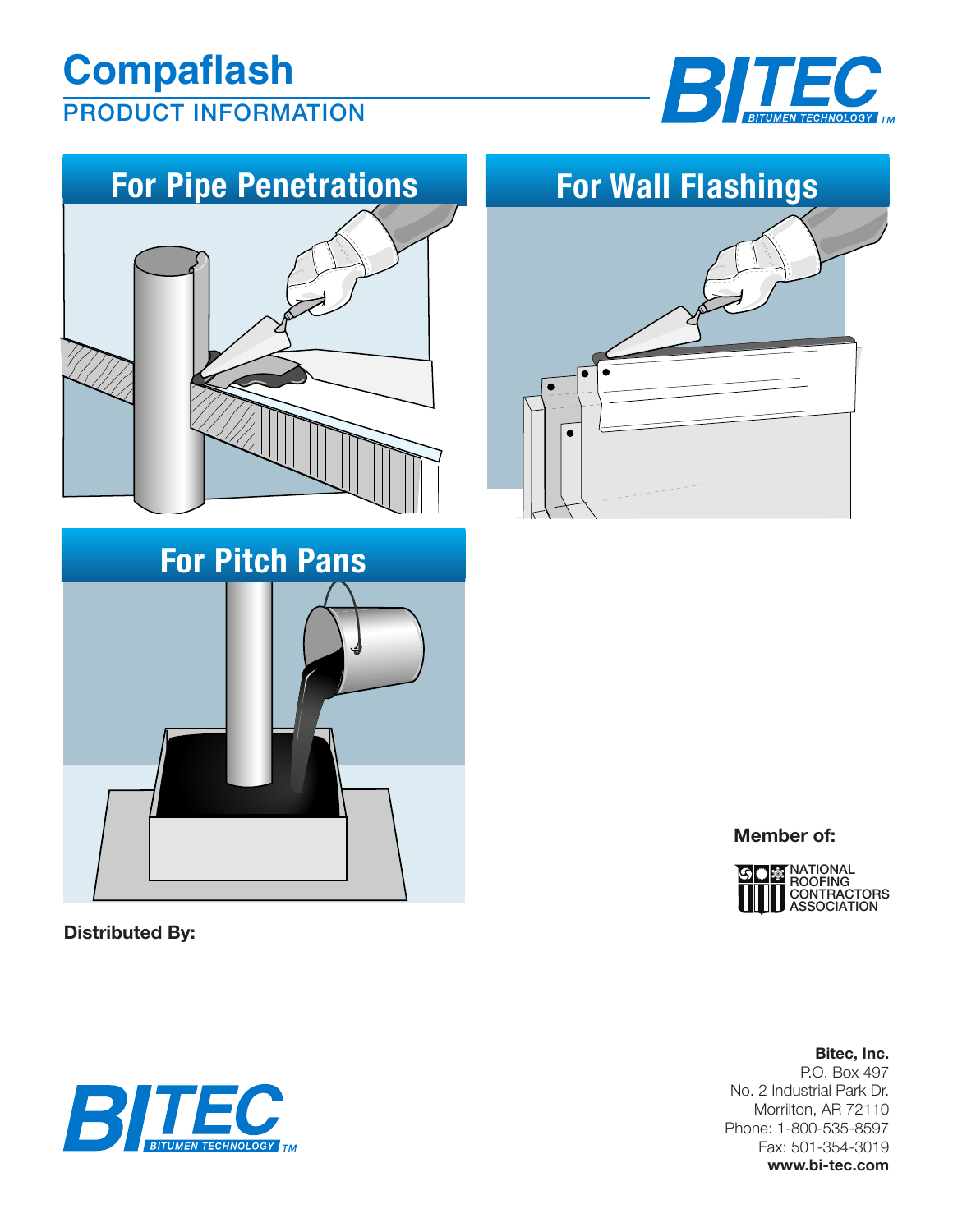# Compaflash

## PRODUCT INFORMATION

## For Pipe Penetrations

## For Wall Flashings

## For Pitch Pans

**Distributed By:**

**Member of:**

NATIONAL ROOFING CONTRACTORS ASSOCIATION

**Bitec, Inc.**
P.O. Box 497
No. 2 Industrial Park Dr.
Morrilton, AR 72110
Phone: 1-800-535-8597
Fax: 501-354-3019
**www.bi-tec.com**